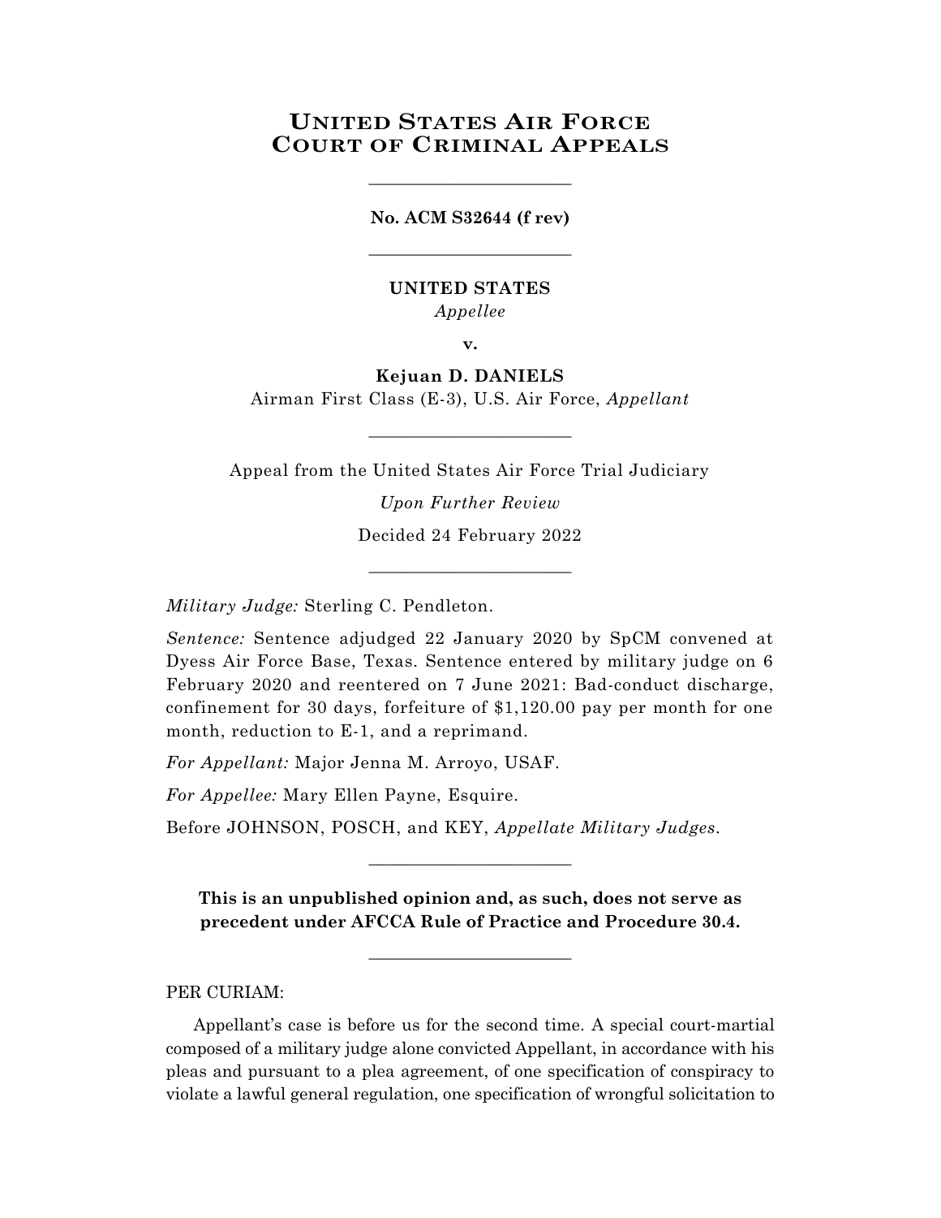# United States Air Force Court of Criminal Appeals

---

**No. ACM S32644 (f rev)**

---

**UNITED STATES**
*Appellee*

**v.**

**Kejuan D. DANIELS**
Airman First Class (E-3), U.S. Air Force, *Appellant*

---

Appeal from the United States Air Force Trial Judiciary

*Upon Further Review*

Decided 24 February 2022

---

*Military Judge:* Sterling C. Pendleton.

*Sentence:* Sentence adjudged 22 January 2020 by SpCM convened at Dyess Air Force Base, Texas. Sentence entered by military judge on 6 February 2020 and reentered on 7 June 2021: Bad-conduct discharge, confinement for 30 days, forfeiture of $1,120.00 pay per month for one month, reduction to E-1, and a reprimand.

*For Appellant:* Major Jenna M. Arroyo, USAF.

*For Appellee:* Mary Ellen Payne, Esquire.

Before JOHNSON, POSCH, and KEY, *Appellate Military Judges*.

---

**This is an unpublished opinion and, as such, does not serve as precedent under AFCCA Rule of Practice and Procedure 30.4.**

---

PER CURIAM:

Appellant's case is before us for the second time. A special court-martial composed of a military judge alone convicted Appellant, in accordance with his pleas and pursuant to a plea agreement, of one specification of conspiracy to violate a lawful general regulation, one specification of wrongful solicitation to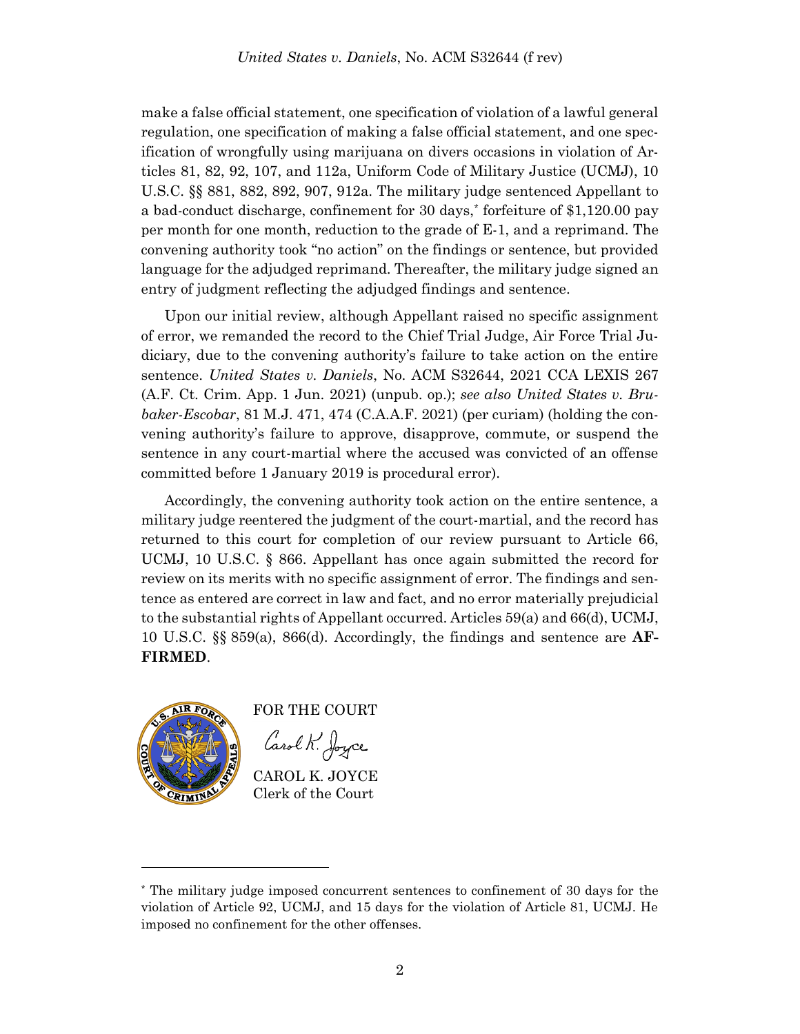make a false official statement, one specification of violation of a lawful general regulation, one specification of making a false official statement, and one specification of wrongfully using marijuana on divers occasions in violation of Articles 81, 82, 92, 107, and 112a, Uniform Code of Military Justice (UCMJ), 10 U.S.C. §§ 881, 882, 892, 907, 912a. The military judge sentenced Appellant to a bad-conduct discharge, confinement for 30 days,[*] forfeiture of $1,120.00 pay per month for one month, reduction to the grade of E-1, and a reprimand. The convening authority took "no action" on the findings or sentence, but provided language for the adjudged reprimand. Thereafter, the military judge signed an entry of judgment reflecting the adjudged findings and sentence.

Upon our initial review, although Appellant raised no specific assignment of error, we remanded the record to the Chief Trial Judge, Air Force Trial Judiciary, due to the convening authority's failure to take action on the entire sentence. *United States v. Daniels*, No. ACM S32644, 2021 CCA LEXIS 267 (A.F. Ct. Crim. App. 1 Jun. 2021) (unpub. op.); *see also United States v. Brubaker-Escobar*, 81 M.J. 471, 474 (C.A.A.F. 2021) (per curiam) (holding the convening authority's failure to approve, disapprove, commute, or suspend the sentence in any court-martial where the accused was convicted of an offense committed before 1 January 2019 is procedural error).

Accordingly, the convening authority took action on the entire sentence, a military judge reentered the judgment of the court-martial, and the record has returned to this court for completion of our review pursuant to Article 66, UCMJ, 10 U.S.C. § 866. Appellant has once again submitted the record for review on its merits with no specific assignment of error. The findings and sentence as entered are correct in law and fact, and no error materially prejudicial to the substantial rights of Appellant occurred. Articles 59(a) and 66(d), UCMJ, 10 U.S.C. §§ 859(a), 866(d). Accordingly, the findings and sentence are **AFFIRMED**.

FOR THE COURT

CAROL K. JOYCE
Clerk of the Court

---

[*] The military judge imposed concurrent sentences to confinement of 30 days for the violation of Article 92, UCMJ, and 15 days for the violation of Article 81, UCMJ. He imposed no confinement for the other offenses.